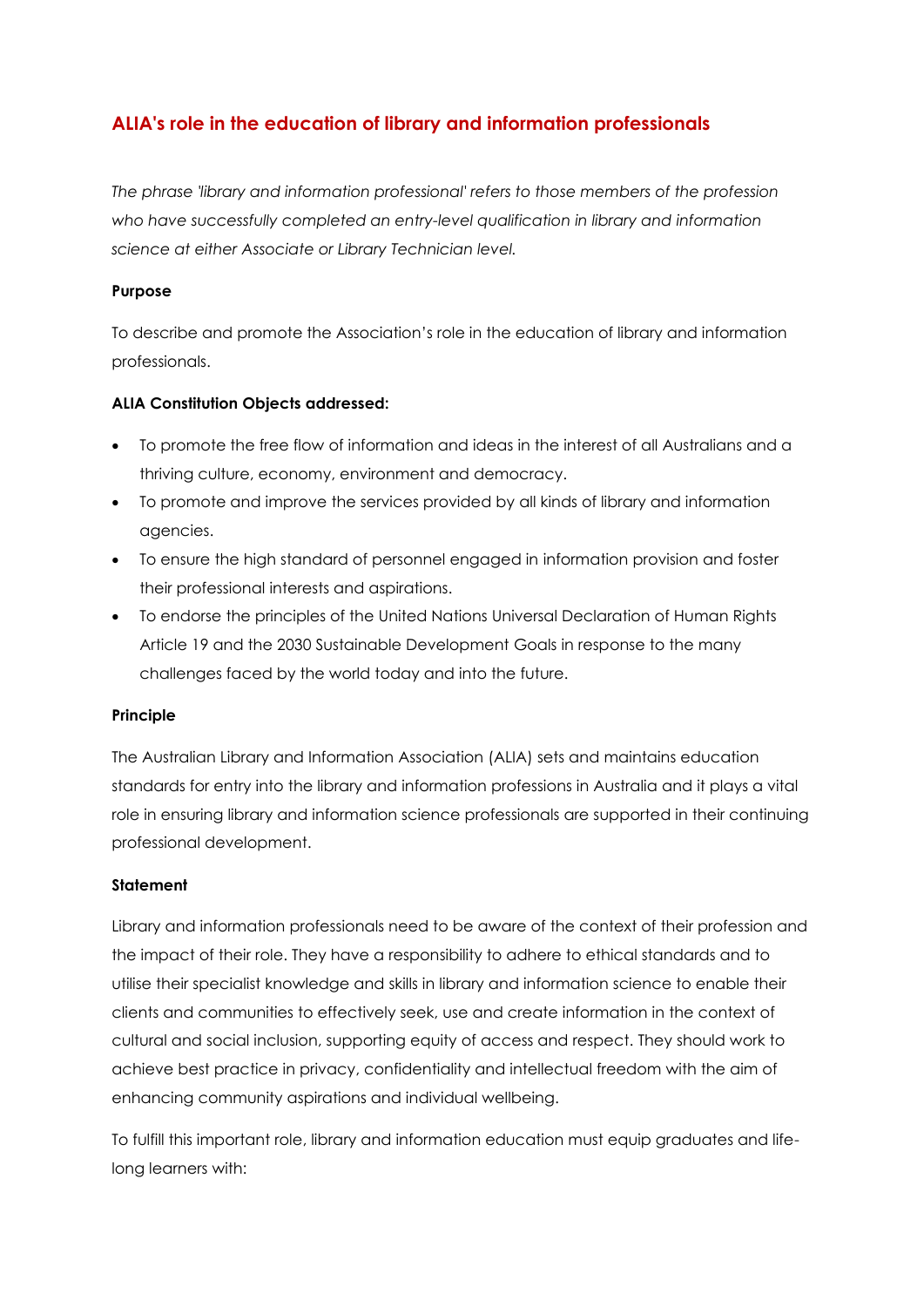# ALIA's role in the education of library and information professionals

*The phrase 'library and information professional' refers to those members of the profession who have successfully completed an entry-level qualification in library and information science at either Associate or Library Technician level.*

**Purpose**

To describe and promote the Association's role in the education of library and information professionals.

**ALIA Constitution Objects addressed:**

- To promote the free flow of information and ideas in the interest of all Australians and a thriving culture, economy, environment and democracy.
- To promote and improve the services provided by all kinds of library and information agencies.
- To ensure the high standard of personnel engaged in information provision and foster their professional interests and aspirations.
- To endorse the principles of the United Nations Universal Declaration of Human Rights Article 19 and the 2030 Sustainable Development Goals in response to the many challenges faced by the world today and into the future.

**Principle**

The Australian Library and Information Association (ALIA) sets and maintains education standards for entry into the library and information professions in Australia and it plays a vital role in ensuring library and information science professionals are supported in their continuing professional development.

**Statement**

Library and information professionals need to be aware of the context of their profession and the impact of their role. They have a responsibility to adhere to ethical standards and to utilise their specialist knowledge and skills in library and information science to enable their clients and communities to effectively seek, use and create information in the context of cultural and social inclusion, supporting equity of access and respect. They should work to achieve best practice in privacy, confidentiality and intellectual freedom with the aim of enhancing community aspirations and individual wellbeing.

To fulfill this important role, library and information education must equip graduates and life-long learners with: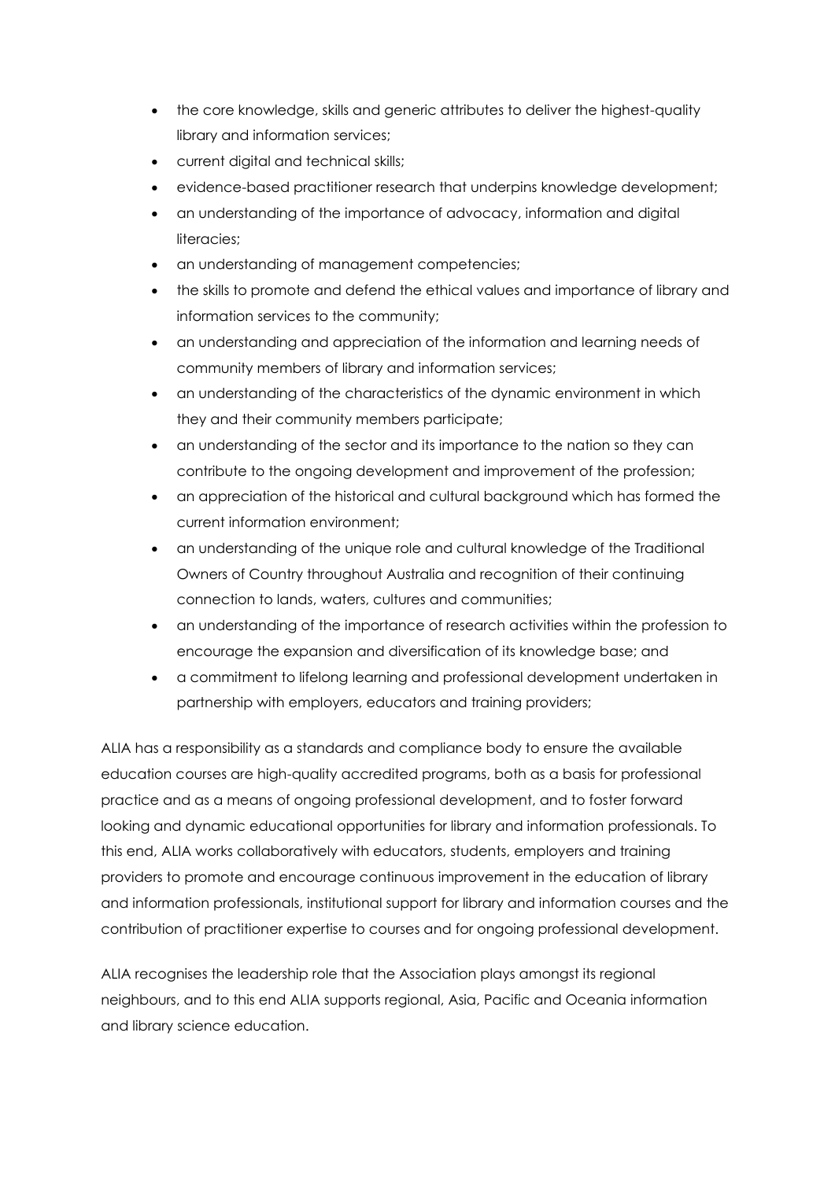- the core knowledge, skills and generic attributes to deliver the highest-quality library and information services;
- current digital and technical skills;
- evidence-based practitioner research that underpins knowledge development;
- an understanding of the importance of advocacy, information and digital literacies;
- an understanding of management competencies;
- the skills to promote and defend the ethical values and importance of library and information services to the community;
- an understanding and appreciation of the information and learning needs of community members of library and information services;
- an understanding of the characteristics of the dynamic environment in which they and their community members participate;
- an understanding of the sector and its importance to the nation so they can contribute to the ongoing development and improvement of the profession;
- an appreciation of the historical and cultural background which has formed the current information environment;
- an understanding of the unique role and cultural knowledge of the Traditional Owners of Country throughout Australia and recognition of their continuing connection to lands, waters, cultures and communities;
- an understanding of the importance of research activities within the profession to encourage the expansion and diversification of its knowledge base; and
- a commitment to lifelong learning and professional development undertaken in partnership with employers, educators and training providers;

ALIA has a responsibility as a standards and compliance body to ensure the available education courses are high-quality accredited programs, both as a basis for professional practice and as a means of ongoing professional development, and to foster forward looking and dynamic educational opportunities for library and information professionals. To this end, ALIA works collaboratively with educators, students, employers and training providers to promote and encourage continuous improvement in the education of library and information professionals, institutional support for library and information courses and the contribution of practitioner expertise to courses and for ongoing professional development.

ALIA recognises the leadership role that the Association plays amongst its regional neighbours, and to this end ALIA supports regional, Asia, Pacific and Oceania information and library science education.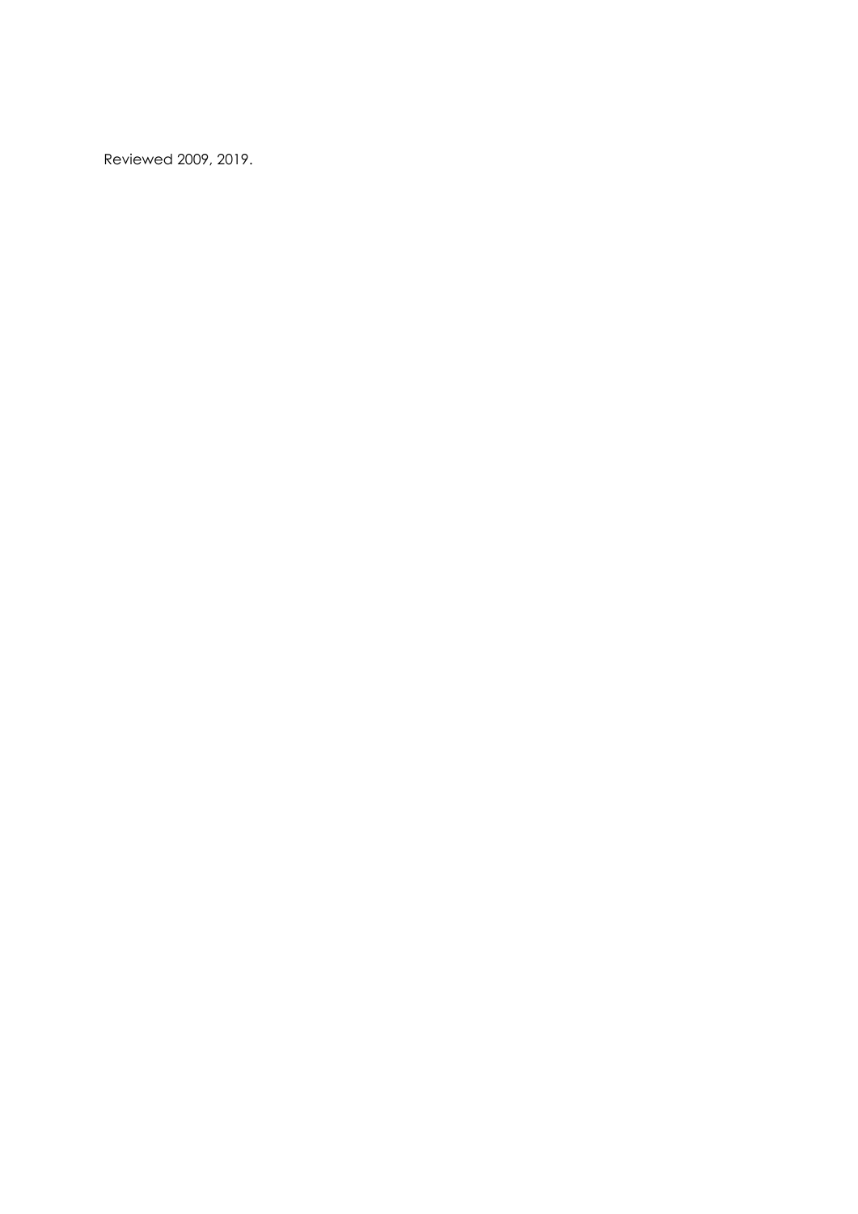Reviewed 2009, 2019.